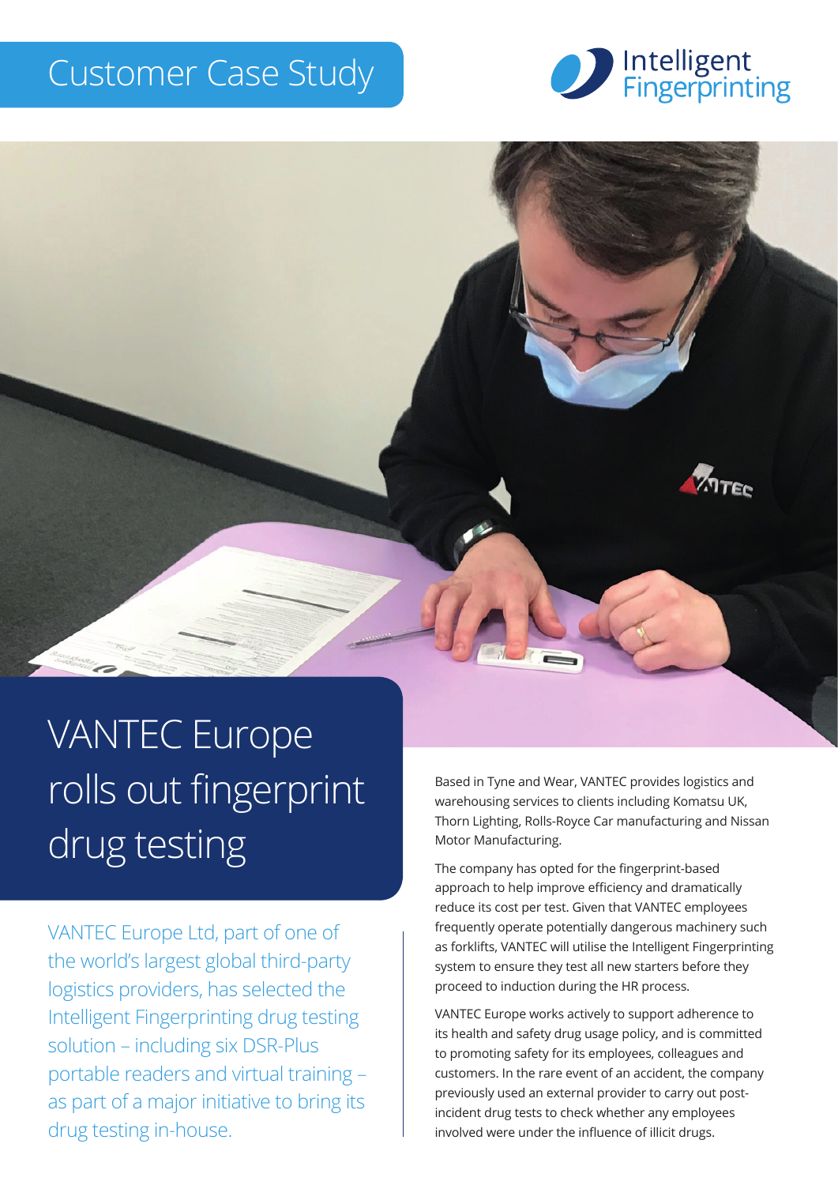Customer Case Study

Intelligent Fingerprinting

# VANTEC Europe rolls out fingerprint drug testing

VANTEC Europe Ltd, part of one of the world's largest global third-party logistics providers, has selected the Intelligent Fingerprinting drug testing solution – including six DSR-Plus portable readers and virtual training – as part of a major initiative to bring its drug testing in-house.

Based in Tyne and Wear, VANTEC provides logistics and warehousing services to clients including Komatsu UK, Thorn Lighting, Rolls-Royce Car manufacturing and Nissan Motor Manufacturing.

The company has opted for the fingerprint-based approach to help improve efficiency and dramatically reduce its cost per test. Given that VANTEC employees frequently operate potentially dangerous machinery such as forklifts, VANTEC will utilise the Intelligent Fingerprinting system to ensure they test all new starters before they proceed to induction during the HR process.

VANTEC Europe works actively to support adherence to its health and safety drug usage policy, and is committed to promoting safety for its employees, colleagues and customers. In the rare event of an accident, the company previously used an external provider to carry out post-incident drug tests to check whether any employees involved were under the influence of illicit drugs.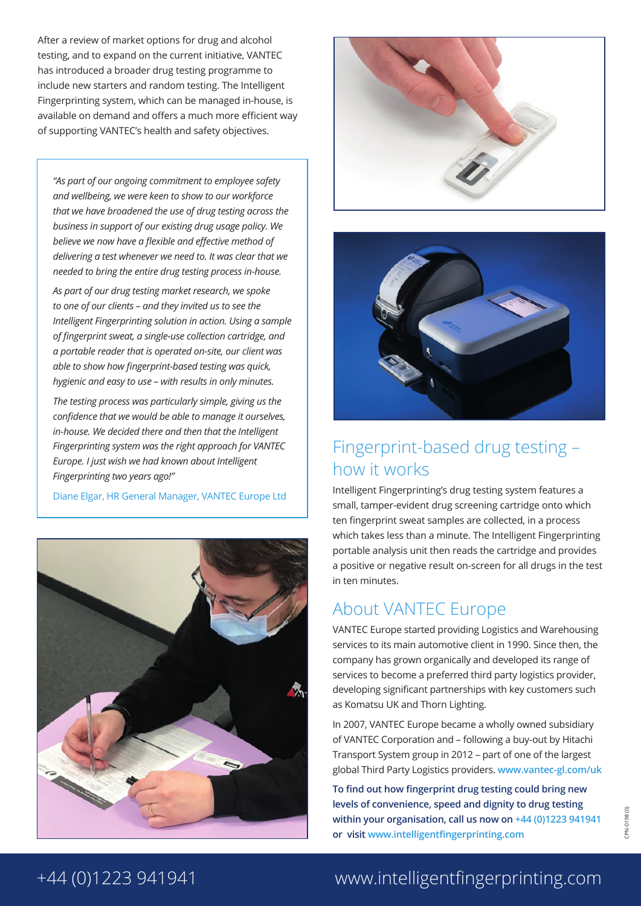After a review of market options for drug and alcohol testing, and to expand on the current initiative, VANTEC has introduced a broader drug testing programme to include new starters and random testing. The Intelligent Fingerprinting system, which can be managed in-house, is available on demand and offers a much more efficient way of supporting VANTEC's health and safety objectives.

*"As part of our ongoing commitment to employee safety and wellbeing, we were keen to show to our workforce that we have broadened the use of drug testing across the business in support of our existing drug usage policy. We believe we now have a flexible and effective method of delivering a test whenever we need to. It was clear that we needed to bring the entire drug testing process in-house.*

*As part of our drug testing market research, we spoke to one of our clients – and they invited us to see the Intelligent Fingerprinting solution in action. Using a sample of fingerprint sweat, a single-use collection cartridge, and a portable reader that is operated on-site, our client was able to show how fingerprint-based testing was quick, hygienic and easy to use – with results in only minutes.*

*The testing process was particularly simple, giving us the confidence that we would be able to manage it ourselves, in-house. We decided there and then that the Intelligent Fingerprinting system was the right approach for VANTEC Europe. I just wish we had known about Intelligent Fingerprinting two years ago!"*

Diane Elgar, HR General Manager, VANTEC Europe Ltd

## Fingerprint-based drug testing – how it works

Intelligent Fingerprinting's drug testing system features a small, tamper-evident drug screening cartridge onto which ten fingerprint sweat samples are collected, in a process which takes less than a minute. The Intelligent Fingerprinting portable analysis unit then reads the cartridge and provides a positive or negative result on-screen for all drugs in the test in ten minutes.

## About VANTEC Europe

VANTEC Europe started providing Logistics and Warehousing services to its main automotive client in 1990. Since then, the company has grown organically and developed its range of services to become a preferred third party logistics provider, developing significant partnerships with key customers such as Komatsu UK and Thorn Lighting.

In 2007, VANTEC Europe became a wholly owned subsidiary of VANTEC Corporation and – following a buy-out by Hitachi Transport System group in 2012 – part of one of the largest global Third Party Logistics providers. www.vantec-gl.com/uk

**To find out how fingerprint drug testing could bring new levels of convenience, speed and dignity to drug testing within your organisation, call us now on +44 (0)1223 941941 or visit www.intelligentfingerprinting.com**

CPN-0198 (0)

+44 (0)1223 941941

www.intelligentfingerprinting.com